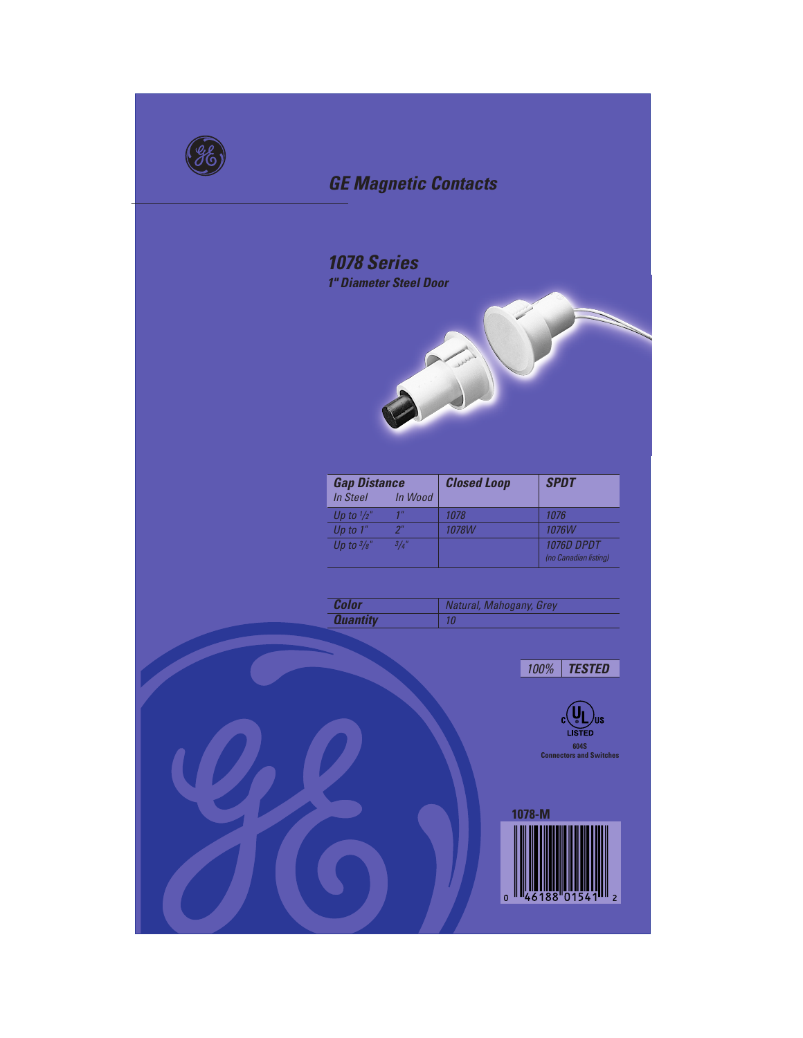# GE Magnetic Contacts

## 1078 Series

### 1" Diameter Steel Door

| Gap Distance In Steel | In Wood | Closed Loop | SPDT |
|---|---|---|---|
| Up to ½" | 1" | 1078 | 1076 |
| Up to 1" | 2" | 1078W | 1076W |
| Up to ⅜" | ¾" | | 1076D DPDT (no Canadian listing) |

| Color | Natural, Mahogany, Grey |
|---|---|
| Quantity | 10 |

100% **TESTED**

c UL us LISTED
604S
Connectors and Switches

**1078-M**

0 46188 01541 2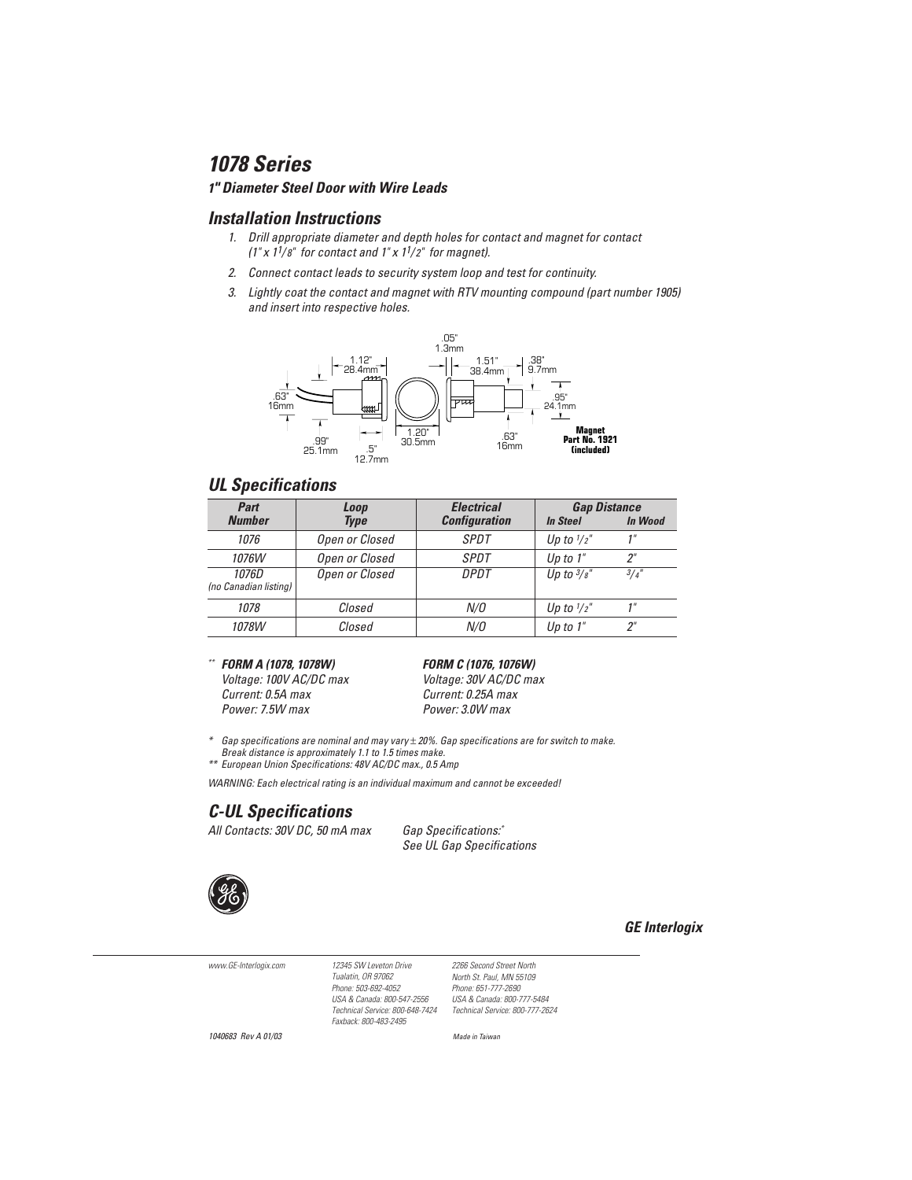# 1078 Series

### *1" Diameter Steel Door with Wire Leads*

## *Installation Instructions*

1. *Drill appropriate diameter and depth holes for contact and magnet for contact (1" x 1 1/8" for contact and 1" x 1 1/2" for magnet).*
2. *Connect contact leads to security system loop and test for continuity.*
3. *Lightly coat the contact and magnet with RTV mounting compound (part number 1905) and insert into respective holes.*

.05"
1.3mm
1.12"
28.4mm
1.51"
38.4mm
.38"
9.7mm
.63"
16mm
.95"
24.1mm
1.20"
30.5mm
.99"
25.1mm
.5"
12.7mm
.63"
16mm
**Magnet Part No. 1921 (included)**

## *UL Specifications*

| Part Number | Loop Type | Electrical Configuration | Gap Distance | |
|---|---|---|---|---|
| | | | In Steel | In Wood |
| 1076 | Open or Closed | SPDT | Up to 1/2" | 1" |
| 1076W | Open or Closed | SPDT | Up to 1" | 2" |
| 1076D (no Canadian listing) | Open or Closed | DPDT | Up to 3/8" | 3/4" |
| 1078 | Closed | N/O | Up to 1/2" | 1" |
| 1078W | Closed | N/O | Up to 1" | 2" |

** **FORM A (1078, 1078W)**
Voltage: 100V AC/DC max
Current: 0.5A max
Power: 7.5W max

**FORM C (1076, 1076W)**
Voltage: 30V AC/DC max
Current: 0.25A max
Power: 3.0W max

\* Gap specifications are nominal and may vary ± 20%. Gap specifications are for switch to make. Break distance is approximately 1.1 to 1.5 times make.
\*\* European Union Specifications: 48V AC/DC max., 0.5 Amp

WARNING: Each electrical rating is an individual maximum and cannot be exceeded!

## *C-UL Specifications*

All Contacts: 30V DC, 50 mA max

Gap Specifications:*
See UL Gap Specifications

**GE Interlogix**

www.GE-Interlogix.com

12345 SW Leveton Drive
Tualatin, OR 97062
Phone: 503-692-4052
USA & Canada: 800-547-2556
Technical Service: 800-648-7424
Faxback: 800-483-2495

2266 Second Street North
North St. Paul, MN 55109
Phone: 651-777-2690
USA & Canada: 800-777-5484
Technical Service: 800-777-2624

1040683 Rev A 01/03

Made in Taiwan